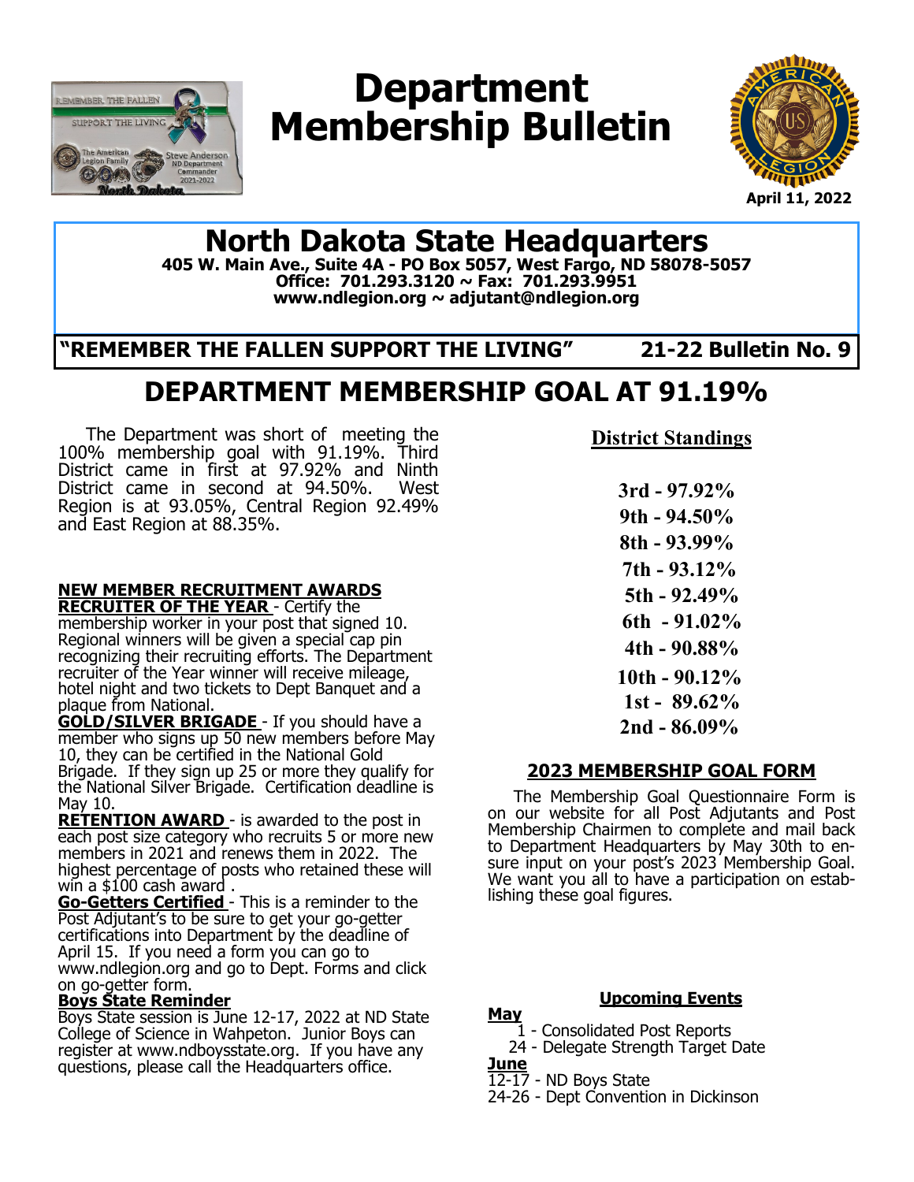# Department Membership Bulletin

April 11, 2022

## North Dakota State Headquarters

**405 W. Main Ave., Suite 4A - PO Box 5057, West Fargo, ND 58078-5057**
**Office: 701.293.3120 ~ Fax: 701.293.9951**
**www.ndlegion.org ~ adjutant@ndlegion.org**

**"REMEMBER THE FALLEN SUPPORT THE LIVING"** **21-22 Bulletin No. 9**

# DEPARTMENT MEMBERSHIP GOAL AT 91.19%

The Department was short of meeting the 100% membership goal with 91.19%. Third District came in first at 97.92% and Ninth District came in second at 94.50%. West Region is at 93.05%, Central Region 92.49% and East Region at 88.35%.

**NEW MEMBER RECRUITMENT AWARDS**

**RECRUITER OF THE YEAR** - Certify the membership worker in your post that signed 10. Regional winners will be given a special cap pin recognizing their recruiting efforts. The Department recruiter of the Year winner will receive mileage, hotel night and two tickets to Dept Banquet and a plaque from National.

**GOLD/SILVER BRIGADE** - If you should have a member who signs up 50 new members before May 10, they can be certified in the National Gold Brigade. If they sign up 25 or more they qualify for the National Silver Brigade. Certification deadline is May 10.

**RETENTION AWARD** - is awarded to the post in each post size category who recruits 5 or more new members in 2021 and renews them in 2022. The highest percentage of posts who retained these will win a $100 cash award .

**Go-Getters Certified** - This is a reminder to the Post Adjutant's to be sure to get your go-getter certifications into Department by the deadline of April 15. If you need a form you can go to www.ndlegion.org and go to Dept. Forms and click on go-getter form.

**Boys State Reminder**

Boys State session is June 12-17, 2022 at ND State College of Science in Wahpeton. Junior Boys can register at www.ndboysstate.org. If you have any questions, please call the Headquarters office.

**District Standings**

3rd - 97.92%
9th - 94.50%
8th - 93.99%
7th - 93.12%
5th - 92.49%
6th - 91.02%
4th - 90.88%
10th - 90.12%
1st - 89.62%
2nd - 86.09%

**2023 MEMBERSHIP GOAL FORM**

The Membership Goal Questionnaire Form is on our website for all Post Adjutants and Post Membership Chairmen to complete and mail back to Department Headquarters by May 30th to ensure input on your post's 2023 Membership Goal. We want you all to have a participation on establishing these goal figures.

**Upcoming Events**

**May**
1 - Consolidated Post Reports
24 - Delegate Strength Target Date

**June**
12-17 - ND Boys State
24-26 - Dept Convention in Dickinson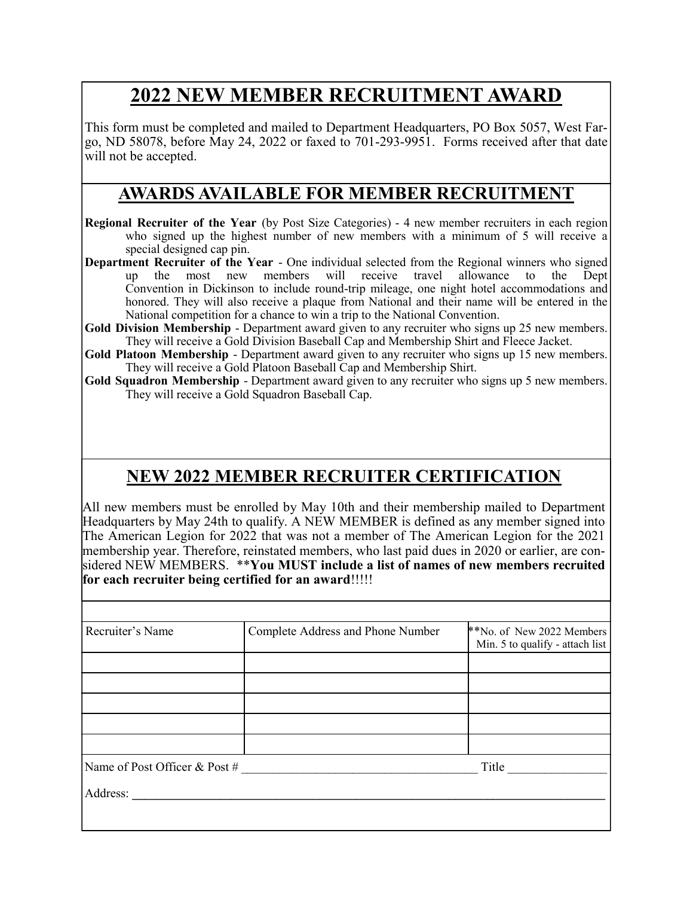# 2022 NEW MEMBER RECRUITMENT AWARD

This form must be completed and mailed to Department Headquarters, PO Box 5057, West Fargo, ND 58078, before May 24, 2022 or faxed to 701-293-9951. Forms received after that date will not be accepted.

## AWARDS AVAILABLE FOR MEMBER RECRUITMENT

**Regional Recruiter of the Year** (by Post Size Categories) - 4 new member recruiters in each region who signed up the highest number of new members with a minimum of 5 will receive a special designed cap pin.

**Department Recruiter of the Year** - One individual selected from the Regional winners who signed up the most new members will receive travel allowance to the Dept Convention in Dickinson to include round-trip mileage, one night hotel accommodations and honored. They will also receive a plaque from National and their name will be entered in the National competition for a chance to win a trip to the National Convention.

**Gold Division Membership** - Department award given to any recruiter who signs up 25 new members. They will receive a Gold Division Baseball Cap and Membership Shirt and Fleece Jacket.

**Gold Platoon Membership** - Department award given to any recruiter who signs up 15 new members. They will receive a Gold Platoon Baseball Cap and Membership Shirt.

**Gold Squadron Membership** - Department award given to any recruiter who signs up 5 new members. They will receive a Gold Squadron Baseball Cap.

## NEW 2022 MEMBER RECRUITER CERTIFICATION

All new members must be enrolled by May 10th and their membership mailed to Department Headquarters by May 24th to qualify. A NEW MEMBER is defined as any member signed into The American Legion for 2022 that was not a member of The American Legion for the 2021 membership year. Therefore, reinstated members, who last paid dues in 2020 or earlier, are considered NEW MEMBERS. ****You MUST include a list of names of new members recruited for each recruiter being certified for an award**!!!!!

| Recruiter's Name | Complete Address and Phone Number | **No. of New 2022 Members Min. 5 to qualify - attach list |
|---|---|---|
| | | |
| | | |
| | | |
| | | |
| | | |

Name of Post Officer & Post # ______________________________________ Title ________________

Address: ________________________________________________________________________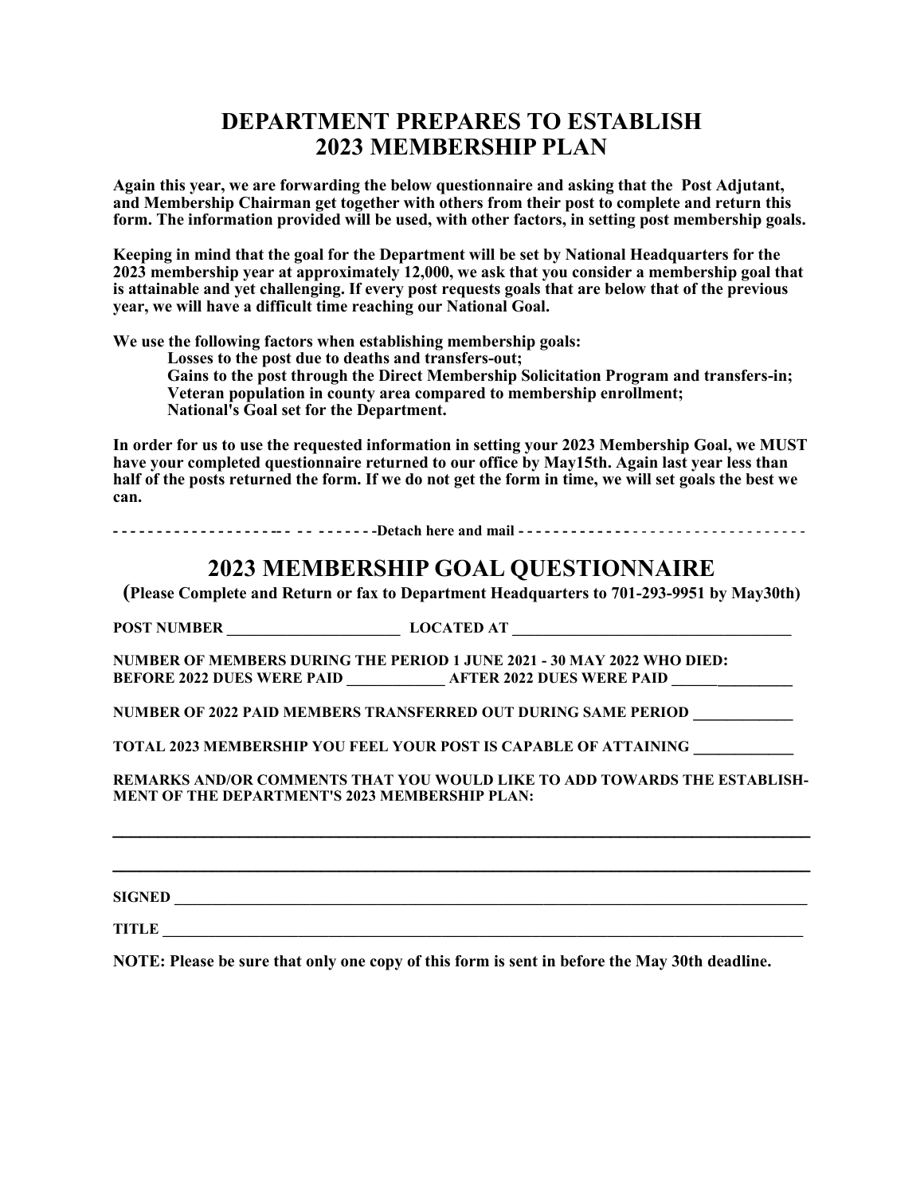# DEPARTMENT PREPARES TO ESTABLISH 2023 MEMBERSHIP PLAN

**Again this year, we are forwarding the below questionnaire and asking that the Post Adjutant, and Membership Chairman get together with others from their post to complete and return this form. The information provided will be used, with other factors, in setting post membership goals.**

**Keeping in mind that the goal for the Department will be set by National Headquarters for the 2023 membership year at approximately 12,000, we ask that you consider a membership goal that is attainable and yet challenging. If every post requests goals that are below that of the previous year, we will have a difficult time reaching our National Goal.**

**We use the following factors when establishing membership goals:**

- **Losses to the post due to deaths and transfers-out;**
- **Gains to the post through the Direct Membership Solicitation Program and transfers-in;**
- **Veteran population in county area compared to membership enrollment;**
- **National's Goal set for the Department.**

**In order for us to use the requested information in setting your 2023 Membership Goal, we MUST have your completed questionnaire returned to our office by May15th. Again last year less than half of the posts returned the form. If we do not get the form in time, we will set goals the best we can.**

- - - - - - - - - - - - - - - - - - - -- - - - - - - - - -Detach here and mail - - - - - - - - - - - - - - - - - - - - - - - - - - - - - - - - -

## 2023 MEMBERSHIP GOAL QUESTIONNAIRE

**(Please Complete and Return or fax to Department Headquarters to 701-293-9951 by May30th)**

**POST NUMBER** ______________________ **LOCATED AT** ____________________________________

**NUMBER OF MEMBERS DURING THE PERIOD 1 JUNE 2021 - 30 MAY 2022 WHO DIED:**
**BEFORE 2022 DUES WERE PAID** ____________ **AFTER 2022 DUES WERE PAID** ________________

**NUMBER OF 2022 PAID MEMBERS TRANSFERRED OUT DURING SAME PERIOD** ____________

**TOTAL 2023 MEMBERSHIP YOU FEEL YOUR POST IS CAPABLE OF ATTAINING** ____________

**REMARKS AND/OR COMMENTS THAT YOU WOULD LIKE TO ADD TOWARDS THE ESTABLISHMENT OF THE DEPARTMENT'S 2023 MEMBERSHIP PLAN:**

______________________________________________________________________________

______________________________________________________________________________

**SIGNED** ______________________________________________________________________

**TITLE** _______________________________________________________________________

**NOTE: Please be sure that only one copy of this form is sent in before the May 30th deadline.**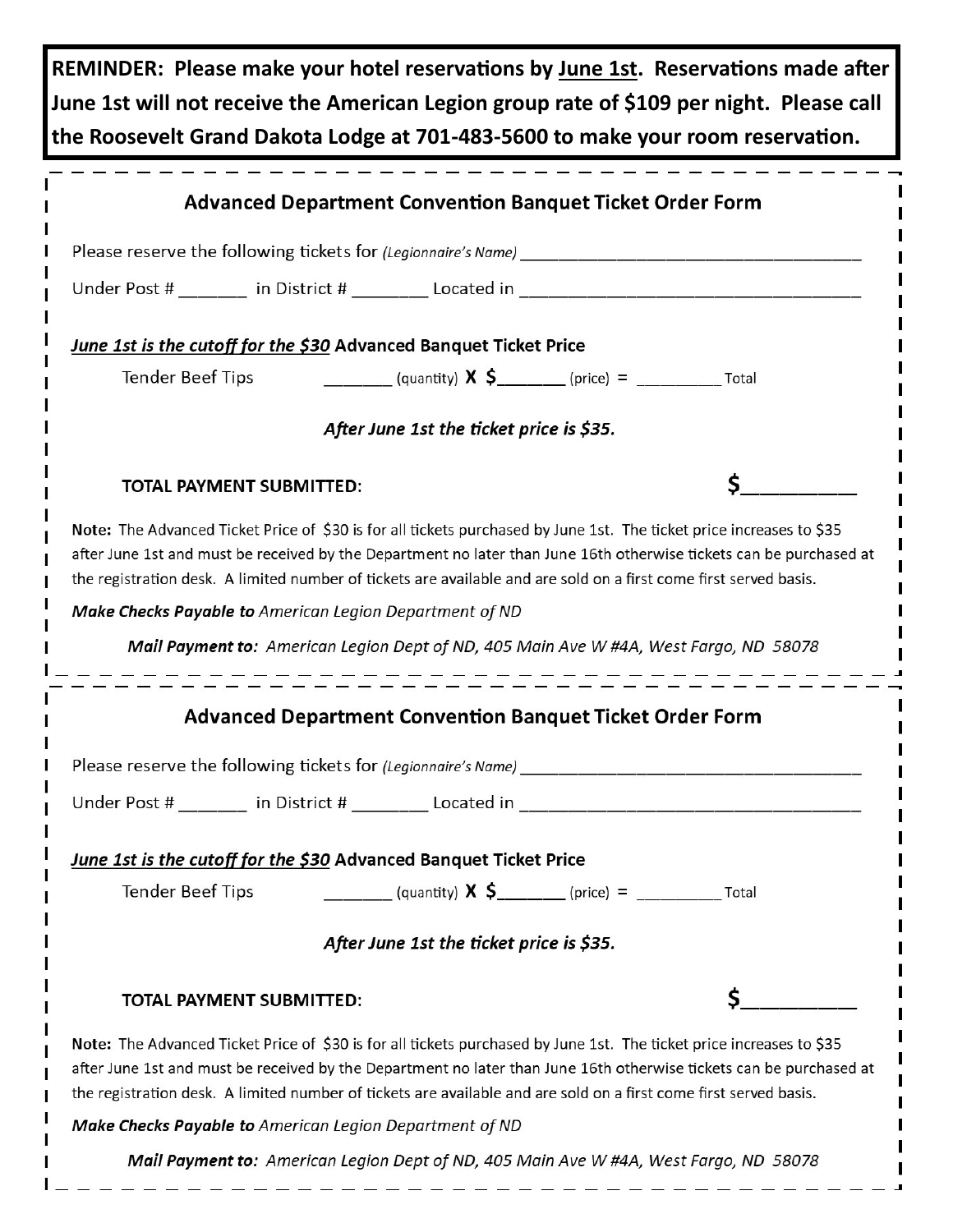**REMINDER: Please make your hotel reservations by June 1st. Reservations made after June 1st will not receive the American Legion group rate of $109 per night. Please call the Roosevelt Grand Dakota Lodge at 701-483-5600 to make your room reservation.**

---

## Advanced Department Convention Banquet Ticket Order Form

Please reserve the following tickets for *(Legionnaire's Name)* ___________________________________

Under Post # _______ in District # ________ Located in ___________________________________

***June 1st is the cutoff for the $30*** **Advanced Banquet Ticket Price**

Tender Beef Tips _______ (quantity) **X $**_______ (price) = _________ Total

***After June 1st the ticket price is $35.***

**TOTAL PAYMENT SUBMITTED:** **$**__________

**Note:** The Advanced Ticket Price of $30 is for all tickets purchased by June 1st. The ticket price increases to $35 after June 1st and must be received by the Department no later than June 16th otherwise tickets can be purchased at the registration desk. A limited number of tickets are available and are sold on a first come first served basis.

***Make Checks Payable to*** *American Legion Department of ND*

***Mail Payment to:*** *American Legion Dept of ND, 405 Main Ave W #4A, West Fargo, ND 58078*

---

## Advanced Department Convention Banquet Ticket Order Form

Please reserve the following tickets for *(Legionnaire's Name)* ___________________________________

Under Post # _______ in District # ________ Located in ___________________________________

***June 1st is the cutoff for the $30*** **Advanced Banquet Ticket Price**

Tender Beef Tips _______ (quantity) **X $**_______ (price) = _________ Total

***After June 1st the ticket price is $35.***

**TOTAL PAYMENT SUBMITTED:** **$**__________

**Note:** The Advanced Ticket Price of $30 is for all tickets purchased by June 1st. The ticket price increases to $35 after June 1st and must be received by the Department no later than June 16th otherwise tickets can be purchased at the registration desk. A limited number of tickets are available and are sold on a first come first served basis.

***Make Checks Payable to*** *American Legion Department of ND*

***Mail Payment to:*** *American Legion Dept of ND, 405 Main Ave W #4A, West Fargo, ND 58078*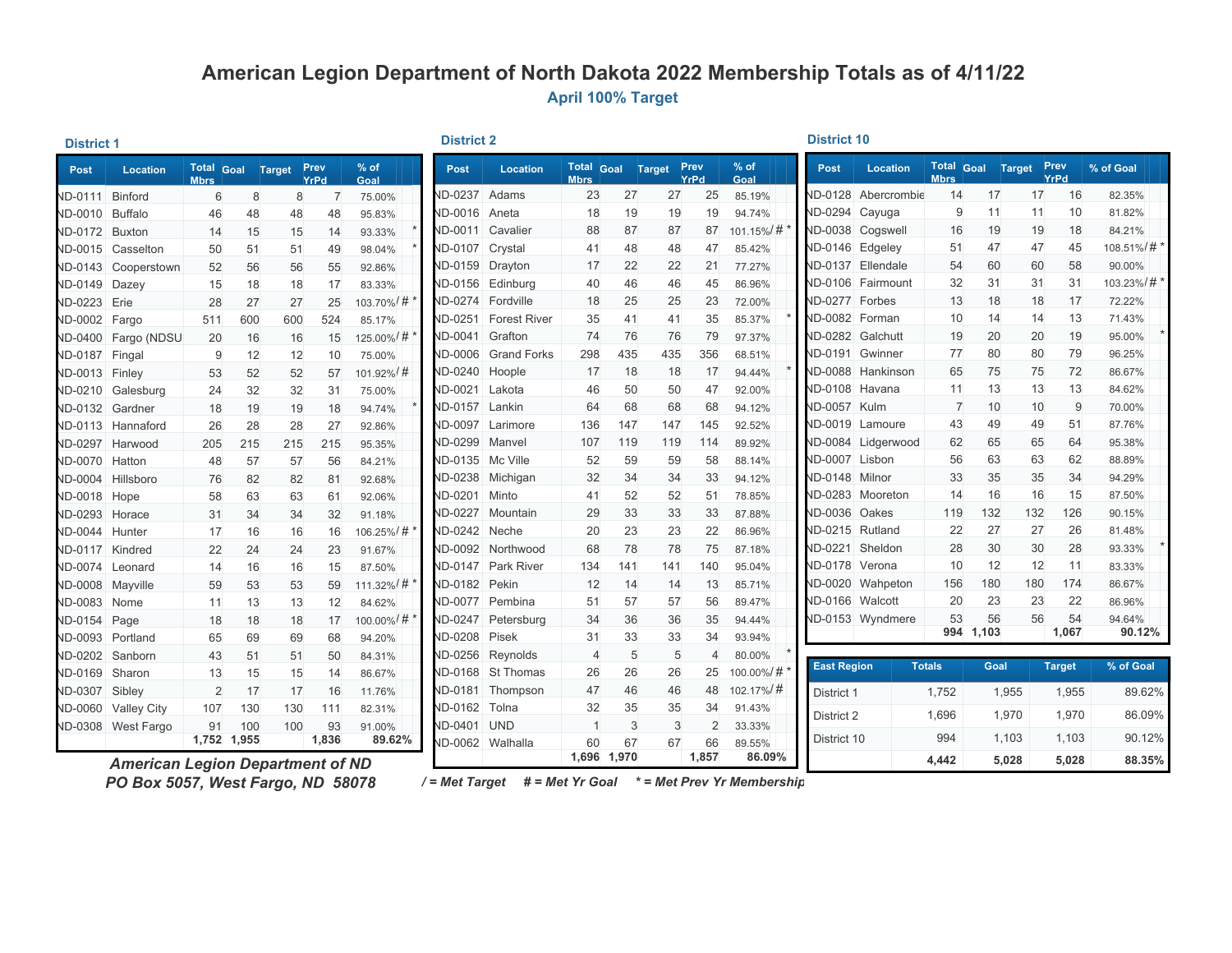# American Legion Department of North Dakota 2022 Membership Totals as of 4/11/22

### April 100% Target

### District 1

| Post | Location | Total Mbrs | Goal | Target | Prev YrPd | % of Goal | | |
|---|---|---|---|---|---|---|---|---|
| ND-0111 | Binford | 6 | 8 | 8 | 7 | 75.00% | | |
| ND-0010 | Buffalo | 46 | 48 | 48 | 48 | 95.83% | | |
| ND-0172 | Buxton | 14 | 15 | 15 | 14 | 93.33% | | * |
| ND-0015 | Casselton | 50 | 51 | 51 | 49 | 98.04% | | * |
| ND-0143 | Cooperstown | 52 | 56 | 56 | 55 | 92.86% | | |
| ND-0149 | Dazey | 15 | 18 | 18 | 17 | 83.33% | | |
| ND-0223 | Erie | 28 | 27 | 27 | 25 | 103.70% | / # | * |
| ND-0002 | Fargo | 511 | 600 | 600 | 524 | 85.17% | | |
| ND-0400 | Fargo (NDSU | 20 | 16 | 16 | 15 | 125.00% | / # | * |
| ND-0187 | Fingal | 9 | 12 | 12 | 10 | 75.00% | | |
| ND-0013 | Finley | 53 | 52 | 52 | 57 | 101.92% | / # | |
| ND-0210 | Galesburg | 24 | 32 | 32 | 31 | 75.00% | | |
| ND-0132 | Gardner | 18 | 19 | 19 | 18 | 94.74% | | * |
| ND-0113 | Hannaford | 26 | 28 | 28 | 27 | 92.86% | | |
| ND-0297 | Harwood | 205 | 215 | 215 | 215 | 95.35% | | |
| ND-0070 | Hatton | 48 | 57 | 57 | 56 | 84.21% | | |
| ND-0004 | Hillsboro | 76 | 82 | 82 | 81 | 92.68% | | |
| ND-0018 | Hope | 58 | 63 | 63 | 61 | 92.06% | | |
| ND-0293 | Horace | 31 | 34 | 34 | 32 | 91.18% | | |
| ND-0044 | Hunter | 17 | 16 | 16 | 16 | 106.25% | / # | * |
| ND-0117 | Kindred | 22 | 24 | 24 | 23 | 91.67% | | |
| ND-0074 | Leonard | 14 | 16 | 16 | 15 | 87.50% | | |
| ND-0008 | Mayville | 59 | 53 | 53 | 59 | 111.32% | / # | * |
| ND-0083 | Nome | 11 | 13 | 13 | 12 | 84.62% | | |
| ND-0154 | Page | 18 | 18 | 18 | 17 | 100.00% | / # | * |
| ND-0093 | Portland | 65 | 69 | 69 | 68 | 94.20% | | |
| ND-0202 | Sanborn | 43 | 51 | 51 | 50 | 84.31% | | |
| ND-0169 | Sharon | 13 | 15 | 15 | 14 | 86.67% | | |
| ND-0307 | Sibley | 2 | 17 | 17 | 16 | 11.76% | | |
| ND-0060 | Valley City | 107 | 130 | 130 | 111 | 82.31% | | |
| ND-0308 | West Fargo | 91 | 100 | 100 | 93 | 91.00% | | |
| | | 1,752 | 1,955 | | 1,836 | 89.62% | | |

### District 2

| Post | Location | Total Mbrs | Goal | Target | Prev YrPd | % of Goal | | |
|---|---|---|---|---|---|---|---|---|
| ND-0237 | Adams | 23 | 27 | 27 | 25 | 85.19% | | |
| ND-0016 | Aneta | 18 | 19 | 19 | 19 | 94.74% | | |
| ND-0011 | Cavalier | 88 | 87 | 87 | 87 | 101.15% | / # | * |
| ND-0107 | Crystal | 41 | 48 | 48 | 47 | 85.42% | | |
| ND-0159 | Drayton | 17 | 22 | 22 | 21 | 77.27% | | |
| ND-0156 | Edinburg | 40 | 46 | 46 | 45 | 86.96% | | |
| ND-0274 | Fordville | 18 | 25 | 25 | 23 | 72.00% | | |
| ND-0251 | Forest River | 35 | 41 | 41 | 35 | 85.37% | | * |
| ND-0041 | Grafton | 74 | 76 | 76 | 79 | 97.37% | | |
| ND-0006 | Grand Forks | 298 | 435 | 435 | 356 | 68.51% | | |
| ND-0240 | Hoople | 17 | 18 | 18 | 17 | 94.44% | | * |
| ND-0021 | Lakota | 46 | 50 | 50 | 47 | 92.00% | | |
| ND-0157 | Lankin | 64 | 68 | 68 | 68 | 94.12% | | |
| ND-0097 | Larimore | 136 | 147 | 147 | 145 | 92.52% | | |
| ND-0299 | Manvel | 107 | 119 | 119 | 114 | 89.92% | | |
| ND-0135 | Mc Ville | 52 | 59 | 59 | 58 | 88.14% | | |
| ND-0238 | Michigan | 32 | 34 | 34 | 33 | 94.12% | | |
| ND-0201 | Minto | 41 | 52 | 52 | 51 | 78.85% | | |
| ND-0227 | Mountain | 29 | 33 | 33 | 33 | 87.88% | | |
| ND-0242 | Neche | 20 | 23 | 23 | 22 | 86.96% | | |
| ND-0092 | Northwood | 68 | 78 | 78 | 75 | 87.18% | | |
| ND-0147 | Park River | 134 | 141 | 141 | 140 | 95.04% | | |
| ND-0182 | Pekin | 12 | 14 | 14 | 13 | 85.71% | | |
| ND-0077 | Pembina | 51 | 57 | 57 | 56 | 89.47% | | |
| ND-0247 | Petersburg | 34 | 36 | 36 | 35 | 94.44% | | |
| ND-0208 | Pisek | 31 | 33 | 33 | 34 | 93.94% | | |
| ND-0256 | Reynolds | 4 | 5 | 5 | 4 | 80.00% | | * |
| ND-0168 | St Thomas | 26 | 26 | 26 | 25 | 100.00% | / # | * |
| ND-0181 | Thompson | 47 | 46 | 46 | 48 | 102.17% | / # | |
| ND-0162 | Tolna | 32 | 35 | 35 | 34 | 91.43% | | |
| ND-0401 | UND | 1 | 3 | 3 | 2 | 33.33% | | |
| ND-0062 | Walhalla | 60 | 67 | 67 | 66 | 89.55% | | |
| | | 1,696 | 1,970 | | 1,857 | 86.09% | | |

### District 10

| Post | Location | Total Mbrs | Goal | Target | Prev YrPd | % of Goal | | |
|---|---|---|---|---|---|---|---|---|
| ND-0128 | Abercrombie | 14 | 17 | 17 | 16 | 82.35% | | |
| ND-0294 | Cayuga | 9 | 11 | 11 | 10 | 81.82% | | |
| ND-0038 | Cogswell | 16 | 19 | 19 | 18 | 84.21% | | |
| ND-0146 | Edgeley | 51 | 47 | 47 | 45 | 108.51% | / # | * |
| ND-0137 | Ellendale | 54 | 60 | 60 | 58 | 90.00% | | |
| ND-0106 | Fairmount | 32 | 31 | 31 | 31 | 103.23% | / # | * |
| ND-0277 | Forbes | 13 | 18 | 18 | 17 | 72.22% | | |
| ND-0082 | Forman | 10 | 14 | 14 | 13 | 71.43% | | |
| ND-0282 | Galchutt | 19 | 20 | 20 | 19 | 95.00% | | * |
| ND-0191 | Gwinner | 77 | 80 | 80 | 79 | 96.25% | | |
| ND-0088 | Hankinson | 65 | 75 | 75 | 72 | 86.67% | | |
| ND-0108 | Havana | 11 | 13 | 13 | 13 | 84.62% | | |
| ND-0057 | Kulm | 7 | 10 | 10 | 9 | 70.00% | | |
| ND-0019 | Lamoure | 43 | 49 | 49 | 51 | 87.76% | | |
| ND-0084 | Lidgerwood | 62 | 65 | 65 | 64 | 95.38% | | |
| ND-0007 | Lisbon | 56 | 63 | 63 | 62 | 88.89% | | |
| ND-0148 | Milnor | 33 | 35 | 35 | 34 | 94.29% | | |
| ND-0283 | Mooreton | 14 | 16 | 16 | 15 | 87.50% | | |
| ND-0036 | Oakes | 119 | 132 | 132 | 126 | 90.15% | | |
| ND-0215 | Rutland | 22 | 27 | 27 | 26 | 81.48% | | |
| ND-0221 | Sheldon | 28 | 30 | 30 | 28 | 93.33% | | * |
| ND-0178 | Verona | 10 | 12 | 12 | 11 | 83.33% | | |
| ND-0020 | Wahpeton | 156 | 180 | 180 | 174 | 86.67% | | |
| ND-0166 | Walcott | 20 | 23 | 23 | 22 | 86.96% | | |
| ND-0153 | Wyndmere | 53 | 56 | 56 | 54 | 94.64% | | |
| | | 994 | 1,103 | | 1,067 | 90.12% | | |

| East Region | Totals | Goal | Target | % of Goal |
|---|---|---|---|---|
| District 1 | 1,752 | 1,955 | 1,955 | 89.62% |
| District 2 | 1,696 | 1,970 | 1,970 | 86.09% |
| District 10 | 994 | 1,103 | 1,103 | 90.12% |
| | 4,442 | 5,028 | 5,028 | 88.35% |

*American Legion Department of ND*
*PO Box 5057, West Fargo, ND 58078*

*/ = Met Target   # = Met Yr Goal   * = Met Prev Yr Membership*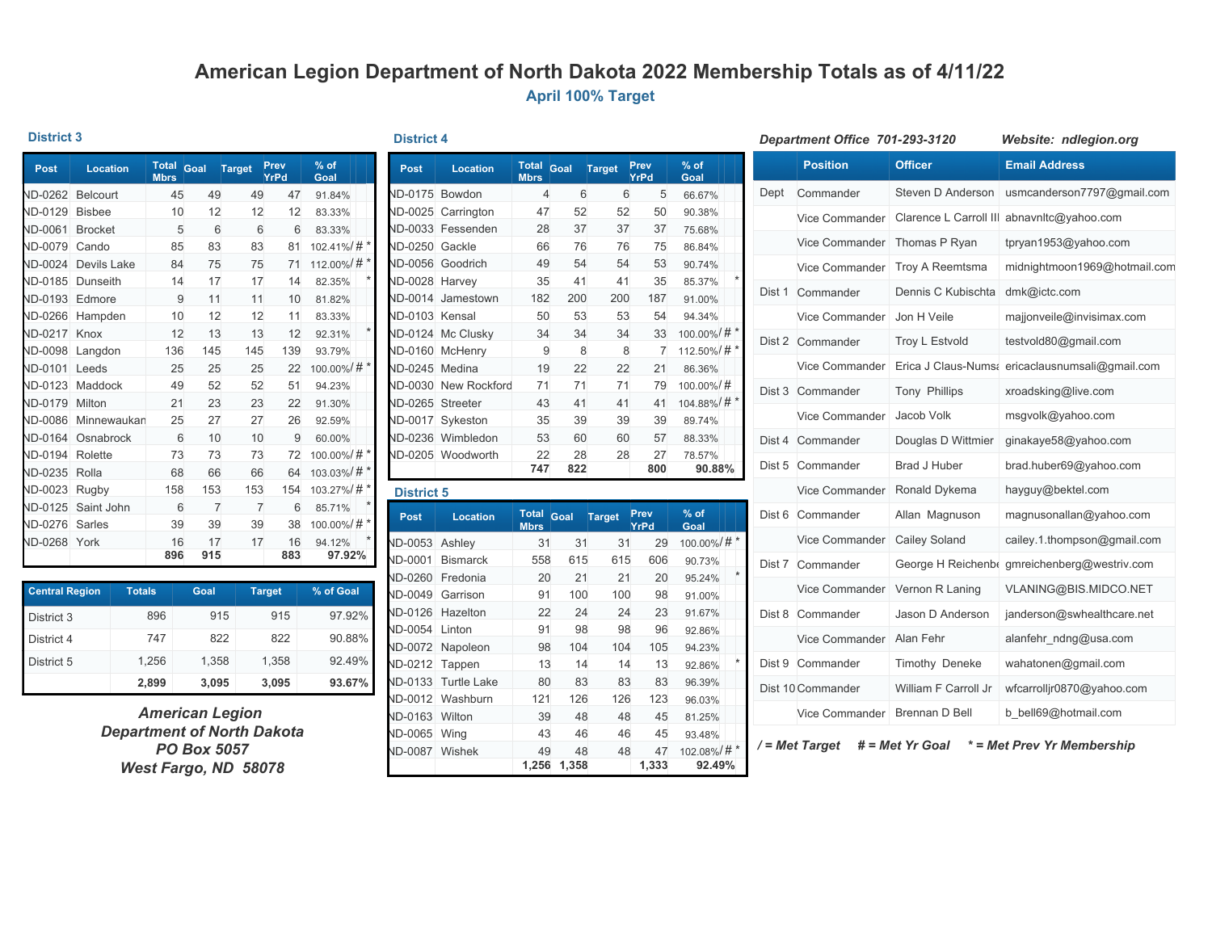# American Legion Department of North Dakota 2022 Membership Totals as of 4/11/22

## April 100% Target

### District 3

| Post | Location | Total Mbrs | Goal | Target | Prev YrPd | % of Goal | | |
|---|---|---|---|---|---|---|---|---|
| ND-0262 | Belcourt | 45 | 49 | 49 | 47 | 91.84% | | |
| ND-0129 | Bisbee | 10 | 12 | 12 | 12 | 83.33% | | |
| ND-0061 | Brocket | 5 | 6 | 6 | 6 | 83.33% | | |
| ND-0079 | Cando | 85 | 83 | 83 | 81 | 102.41% | / # | * |
| ND-0024 | Devils Lake | 84 | 75 | 75 | 71 | 112.00% | / # | * |
| ND-0185 | Dunseith | 14 | 17 | 17 | 14 | 82.35% | | * |
| ND-0193 | Edmore | 9 | 11 | 11 | 10 | 81.82% | | |
| ND-0266 | Hampden | 10 | 12 | 12 | 11 | 83.33% | | |
| ND-0217 | Knox | 12 | 13 | 13 | 12 | 92.31% | | * |
| ND-0098 | Langdon | 136 | 145 | 145 | 139 | 93.79% | | |
| ND-0101 | Leeds | 25 | 25 | 25 | 22 | 100.00% | / # | * |
| ND-0123 | Maddock | 49 | 52 | 52 | 51 | 94.23% | | |
| ND-0179 | Milton | 21 | 23 | 23 | 22 | 91.30% | | |
| ND-0086 | Minnewaukan | 25 | 27 | 27 | 26 | 92.59% | | |
| ND-0164 | Osnabrock | 6 | 10 | 10 | 9 | 60.00% | | |
| ND-0194 | Rolette | 73 | 73 | 73 | 72 | 100.00% | / # | * |
| ND-0235 | Rolla | 68 | 66 | 66 | 64 | 103.03% | / # | * |
| ND-0023 | Rugby | 158 | 153 | 153 | 154 | 103.27% | / # | * |
| ND-0125 | Saint John | 6 | 7 | 7 | 6 | 85.71% | | * |
| ND-0276 | Sarles | 39 | 39 | 39 | 38 | 100.00% | / # | * |
| ND-0268 | York | 16 | 17 | 17 | 16 | 94.12% | | * |
| | | **896** | **915** | | **883** | **97.92%** | | |

| Central Region | Totals | Goal | Target | % of Goal |
|---|---|---|---|---|
| District 3 | 896 | 915 | 915 | 97.92% |
| District 4 | 747 | 822 | 822 | 90.88% |
| District 5 | 1,256 | 1,358 | 1,358 | 92.49% |
| | **2,899** | **3,095** | **3,095** | **93.67%** |

***American Legion***
***Department of North Dakota***
***PO Box 5057***
***West Fargo, ND 58078***

### District 4

| Post | Location | Total Mbrs | Goal | Target | Prev YrPd | % of Goal | | |
|---|---|---|---|---|---|---|---|---|
| ND-0175 | Bowdon | 4 | 6 | 6 | 5 | 66.67% | | |
| ND-0025 | Carrington | 47 | 52 | 52 | 50 | 90.38% | | |
| ND-0033 | Fessenden | 28 | 37 | 37 | 37 | 75.68% | | |
| ND-0250 | Gackle | 66 | 76 | 76 | 75 | 86.84% | | |
| ND-0056 | Goodrich | 49 | 54 | 54 | 53 | 90.74% | | |
| ND-0028 | Harvey | 35 | 41 | 41 | 35 | 85.37% | | * |
| ND-0014 | Jamestown | 182 | 200 | 200 | 187 | 91.00% | | |
| ND-0103 | Kensal | 50 | 53 | 53 | 54 | 94.34% | | |
| ND-0124 | Mc Clusky | 34 | 34 | 34 | 33 | 100.00% | / # | * |
| ND-0160 | McHenry | 9 | 8 | 8 | 7 | 112.50% | / # | * |
| ND-0245 | Medina | 19 | 22 | 22 | 21 | 86.36% | | |
| ND-0030 | New Rockford | 71 | 71 | 71 | 79 | 100.00% | / # | |
| ND-0265 | Streeter | 43 | 41 | 41 | 41 | 104.88% | / # | * |
| ND-0017 | Sykeston | 35 | 39 | 39 | 39 | 89.74% | | |
| ND-0236 | Wimbledon | 53 | 60 | 60 | 57 | 88.33% | | |
| ND-0205 | Woodworth | 22 | 28 | 28 | 27 | 78.57% | | |
| | | **747** | **822** | | **800** | **90.88%** | | |

### District 5

| Post | Location | Total Mbrs | Goal | Target | Prev YrPd | % of Goal | | |
|---|---|---|---|---|---|---|---|---|
| ND-0053 | Ashley | 31 | 31 | 31 | 29 | 100.00% | / # | * |
| ND-0001 | Bismarck | 558 | 615 | 615 | 606 | 90.73% | | |
| ND-0260 | Fredonia | 20 | 21 | 21 | 20 | 95.24% | | * |
| ND-0049 | Garrison | 91 | 100 | 100 | 98 | 91.00% | | |
| ND-0126 | Hazelton | 22 | 24 | 24 | 23 | 91.67% | | |
| ND-0054 | Linton | 91 | 98 | 98 | 96 | 92.86% | | |
| ND-0072 | Napoleon | 98 | 104 | 104 | 105 | 94.23% | | |
| ND-0212 | Tappen | 13 | 14 | 14 | 13 | 92.86% | | * |
| ND-0133 | Turtle Lake | 80 | 83 | 83 | 83 | 96.39% | | |
| ND-0012 | Washburn | 121 | 126 | 126 | 123 | 96.03% | | |
| ND-0163 | Wilton | 39 | 48 | 48 | 45 | 81.25% | | |
| ND-0065 | Wing | 43 | 46 | 46 | 45 | 93.48% | | |
| ND-0087 | Wishek | 49 | 48 | 48 | 47 | 102.08% | / # | * |
| | | **1,256** | **1,358** | | **1,333** | **92.49%** | | |

***Department Office 701-293-3120*** ***Website: ndlegion.org***

| | Position | Officer | Email Address |
|---|---|---|---|
| Dept | Commander | Steven D Anderson | usmcanderson7797@gmail.com |
| | Vice Commander | Clarence L Carroll III | abnavnltc@yahoo.com |
| | Vice Commander | Thomas P Ryan | tpryan1953@yahoo.com |
| | Vice Commander | Troy A Reemtsma | midnightmoon1969@hotmail.com |
| Dist 1 | Commander | Dennis C Kubischta | dmk@ictc.com |
| | Vice Commander | Jon H Veile | majjonveile@invisimax.com |
| Dist 2 | Commander | Troy L Estvold | testvold80@gmail.com |
| | Vice Commander | Erica J Claus-Numsa | ericaclausnumsali@gmail.com |
| Dist 3 | Commander | Tony Phillips | xroadsking@live.com |
| | Vice Commander | Jacob Volk | msgvolk@yahoo.com |
| Dist 4 | Commander | Douglas D Wittmier | ginakaye58@yahoo.com |
| Dist 5 | Commander | Brad J Huber | brad.huber69@yahoo.com |
| | Vice Commander | Ronald Dykema | hayguy@bektel.com |
| Dist 6 | Commander | Allan Magnuson | magnusonallan@yahoo.com |
| | Vice Commander | Cailey Soland | cailey.1.thompson@gmail.com |
| Dist 7 | Commander | George H Reichenbe | gmreichenberg@westriv.com |
| | Vice Commander | Vernon R Laning | VLANING@BIS.MIDCO.NET |
| Dist 8 | Commander | Jason D Anderson | janderson@swhealthcare.net |
| | Vice Commander | Alan Fehr | alanfehr_ndng@usa.com |
| Dist 9 | Commander | Timothy Deneke | wahatonen@gmail.com |
| Dist 10 | Commander | William F Carroll Jr | wfcarrolljr0870@yahoo.com |
| | Vice Commander | Brennan D Bell | b_bell69@hotmail.com |

***/ = Met Target # = Met Yr Goal * = Met Prev Yr Membership***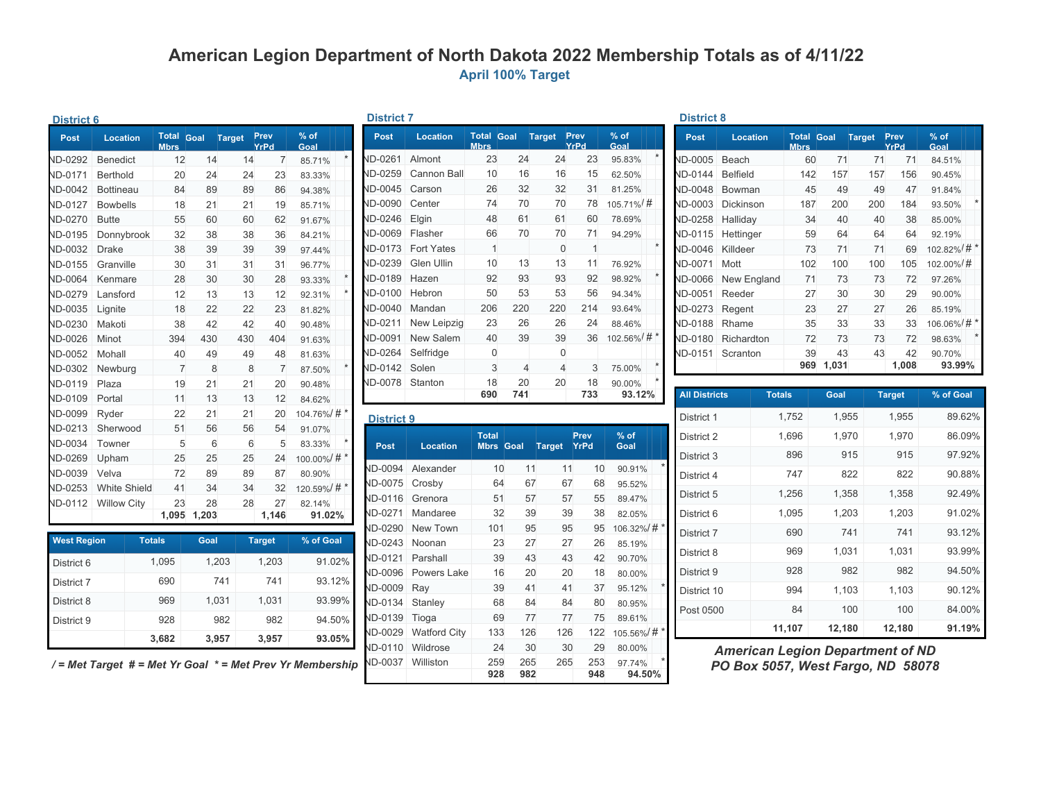# American Legion Department of North Dakota 2022 Membership Totals as of 4/11/22

## April 100% Target

### District 6

| Post | Location | Total Mbrs | Goal | Target | Prev YrPd | % of Goal | |
|---|---|---|---|---|---|---|---|
| ND-0292 | Benedict | 12 | 14 | 14 | 7 | 85.71% | * |
| ND-0171 | Berthold | 20 | 24 | 24 | 23 | 83.33% | |
| ND-0042 | Bottineau | 84 | 89 | 89 | 86 | 94.38% | |
| ND-0127 | Bowbells | 18 | 21 | 21 | 19 | 85.71% | |
| ND-0270 | Butte | 55 | 60 | 60 | 62 | 91.67% | |
| ND-0195 | Donnybrook | 32 | 38 | 38 | 36 | 84.21% | |
| ND-0032 | Drake | 38 | 39 | 39 | 39 | 97.44% | |
| ND-0155 | Granville | 30 | 31 | 31 | 31 | 96.77% | |
| ND-0064 | Kenmare | 28 | 30 | 30 | 28 | 93.33% | * |
| ND-0279 | Lansford | 12 | 13 | 13 | 12 | 92.31% | * |
| ND-0035 | Lignite | 18 | 22 | 22 | 23 | 81.82% | |
| ND-0230 | Makoti | 38 | 42 | 42 | 40 | 90.48% | |
| ND-0026 | Minot | 394 | 430 | 430 | 404 | 91.63% | |
| ND-0052 | Mohall | 40 | 49 | 49 | 48 | 81.63% | |
| ND-0302 | Newburg | 7 | 8 | 8 | 7 | 87.50% | * |
| ND-0119 | Plaza | 19 | 21 | 21 | 20 | 90.48% | |
| ND-0109 | Portal | 11 | 13 | 13 | 12 | 84.62% | |
| ND-0099 | Ryder | 22 | 21 | 21 | 20 | 104.76% | / # * |
| ND-0213 | Sherwood | 51 | 56 | 56 | 54 | 91.07% | |
| ND-0034 | Towner | 5 | 6 | 6 | 5 | 83.33% | * |
| ND-0269 | Upham | 25 | 25 | 25 | 24 | 100.00% | / # * |
| ND-0039 | Velva | 72 | 89 | 89 | 87 | 80.90% | |
| ND-0253 | White Shield | 41 | 34 | 34 | 32 | 120.59% | / # * |
| ND-0112 | Willow City | 23 | 28 | 28 | 27 | 82.14% | |
| | | 1,095 | 1,203 | | 1,146 | 91.02% | |

### West Region

| West Region | Totals | Goal | Target | % of Goal |
|---|---|---|---|---|
| District 6 | 1,095 | 1,203 | 1,203 | 91.02% |
| District 7 | 690 | 741 | 741 | 93.12% |
| District 8 | 969 | 1,031 | 1,031 | 93.99% |
| District 9 | 928 | 982 | 982 | 94.50% |
| | 3,682 | 3,957 | 3,957 | 93.05% |

***/ = Met Target  # = Met Yr Goal  * = Met Prev Yr Membership***

### District 7

| Post | Location | Total Mbrs | Goal | Target | Prev YrPd | % of Goal | |
|---|---|---|---|---|---|---|---|
| ND-0261 | Almont | 23 | 24 | 24 | 23 | 95.83% | * |
| ND-0259 | Cannon Ball | 10 | 16 | 16 | 15 | 62.50% | |
| ND-0045 | Carson | 26 | 32 | 32 | 31 | 81.25% | |
| ND-0090 | Center | 74 | 70 | 70 | 78 | 105.71% | / # |
| ND-0246 | Elgin | 48 | 61 | 61 | 60 | 78.69% | |
| ND-0069 | Flasher | 66 | 70 | 70 | 71 | 94.29% | |
| ND-0173 | Fort Yates | 1 | | 0 | 1 | | * |
| ND-0239 | Glen Ullin | 10 | 13 | 13 | 11 | 76.92% | |
| ND-0189 | Hazen | 92 | 93 | 93 | 92 | 98.92% | * |
| ND-0100 | Hebron | 50 | 53 | 53 | 56 | 94.34% | |
| ND-0040 | Mandan | 206 | 220 | 220 | 214 | 93.64% | |
| ND-0211 | New Leipzig | 23 | 26 | 26 | 24 | 88.46% | |
| ND-0091 | New Salem | 40 | 39 | 39 | 36 | 102.56% | / # * |
| ND-0264 | Selfridge | 0 | | 0 | | | |
| ND-0142 | Solen | 3 | 4 | 4 | 3 | 75.00% | * |
| ND-0078 | Stanton | 18 | 20 | 20 | 18 | 90.00% | * |
| | | 690 | 741 | | 733 | 93.12% | |

### District 9

| Post | Location | Total Mbrs | Goal | Target | Prev YrPd | % of Goal | |
|---|---|---|---|---|---|---|---|
| ND-0094 | Alexander | 10 | 11 | 11 | 10 | 90.91% | * |
| ND-0075 | Crosby | 64 | 67 | 67 | 68 | 95.52% | |
| ND-0116 | Grenora | 51 | 57 | 57 | 55 | 89.47% | |
| ND-0271 | Mandaree | 32 | 39 | 39 | 38 | 82.05% | |
| ND-0290 | New Town | 101 | 95 | 95 | 95 | 106.32% | / # * |
| ND-0243 | Noonan | 23 | 27 | 27 | 26 | 85.19% | |
| ND-0121 | Parshall | 39 | 43 | 43 | 42 | 90.70% | |
| ND-0096 | Powers Lake | 16 | 20 | 20 | 18 | 80.00% | |
| ND-0009 | Ray | 39 | 41 | 41 | 37 | 95.12% | * |
| ND-0134 | Stanley | 68 | 84 | 84 | 80 | 80.95% | |
| ND-0139 | Tioga | 69 | 77 | 77 | 75 | 89.61% | |
| ND-0029 | Watford City | 133 | 126 | 126 | 122 | 105.56% | / # * |
| ND-0110 | Wildrose | 24 | 30 | 30 | 29 | 80.00% | |
| ND-0037 | Williston | 259 | 265 | 265 | 253 | 97.74% | * |
| | | 928 | 982 | | 948 | 94.50% | |

### District 8

| Post | Location | Total Mbrs | Goal | Target | Prev YrPd | % of Goal | |
|---|---|---|---|---|---|---|---|
| ND-0005 | Beach | 60 | 71 | 71 | 71 | 84.51% | |
| ND-0144 | Belfield | 142 | 157 | 157 | 156 | 90.45% | |
| ND-0048 | Bowman | 45 | 49 | 49 | 47 | 91.84% | |
| ND-0003 | Dickinson | 187 | 200 | 200 | 184 | 93.50% | * |
| ND-0258 | Halliday | 34 | 40 | 40 | 38 | 85.00% | |
| ND-0115 | Hettinger | 59 | 64 | 64 | 64 | 92.19% | |
| ND-0046 | Killdeer | 73 | 71 | 71 | 69 | 102.82% | / # * |
| ND-0071 | Mott | 102 | 100 | 100 | 105 | 102.00% | / # |
| ND-0066 | New England | 71 | 73 | 73 | 72 | 97.26% | |
| ND-0051 | Reeder | 27 | 30 | 30 | 29 | 90.00% | |
| ND-0273 | Regent | 23 | 27 | 27 | 26 | 85.19% | |
| ND-0188 | Rhame | 35 | 33 | 33 | 33 | 106.06% | / # * |
| ND-0180 | Richardton | 72 | 73 | 73 | 72 | 98.63% | * |
| ND-0151 | Scranton | 39 | 43 | 43 | 42 | 90.70% | |
| | | 969 | 1,031 | | 1,008 | 93.99% | |

### All Districts

| All Districts | Totals | Goal | Target | % of Goal |
|---|---|---|---|---|
| District 1 | 1,752 | 1,955 | 1,955 | 89.62% |
| District 2 | 1,696 | 1,970 | 1,970 | 86.09% |
| District 3 | 896 | 915 | 915 | 97.92% |
| District 4 | 747 | 822 | 822 | 90.88% |
| District 5 | 1,256 | 1,358 | 1,358 | 92.49% |
| District 6 | 1,095 | 1,203 | 1,203 | 91.02% |
| District 7 | 690 | 741 | 741 | 93.12% |
| District 8 | 969 | 1,031 | 1,031 | 93.99% |
| District 9 | 928 | 982 | 982 | 94.50% |
| District 10 | 994 | 1,103 | 1,103 | 90.12% |
| Post 0500 | 84 | 100 | 100 | 84.00% |
| | 11,107 | 12,180 | 12,180 | 91.19% |

***American Legion Department of ND***
***PO Box 5057, West Fargo, ND 58078***